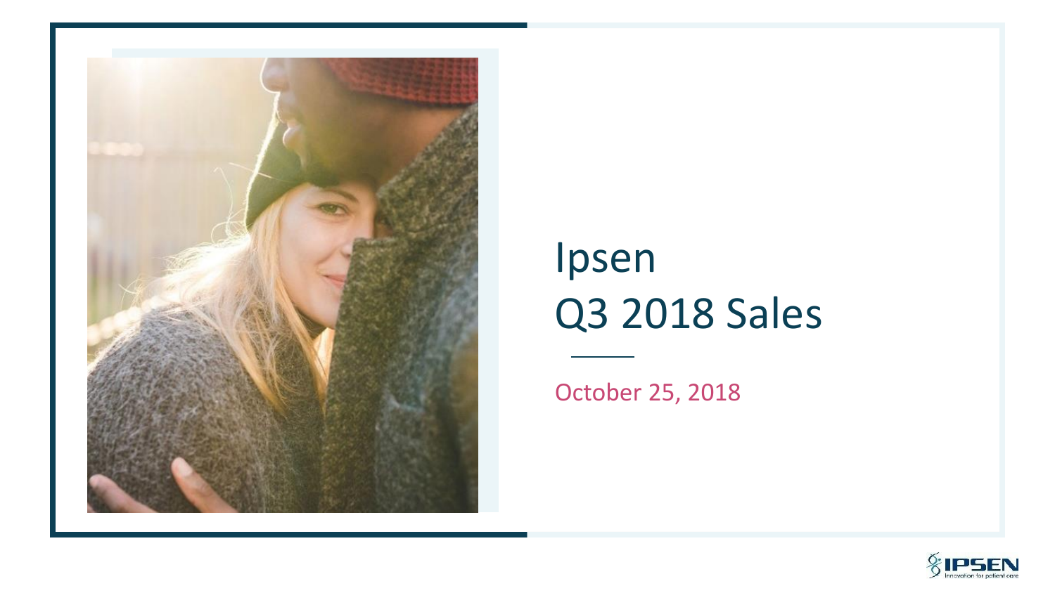# Ipsen
# Q3 2018 Sales

October 25, 2018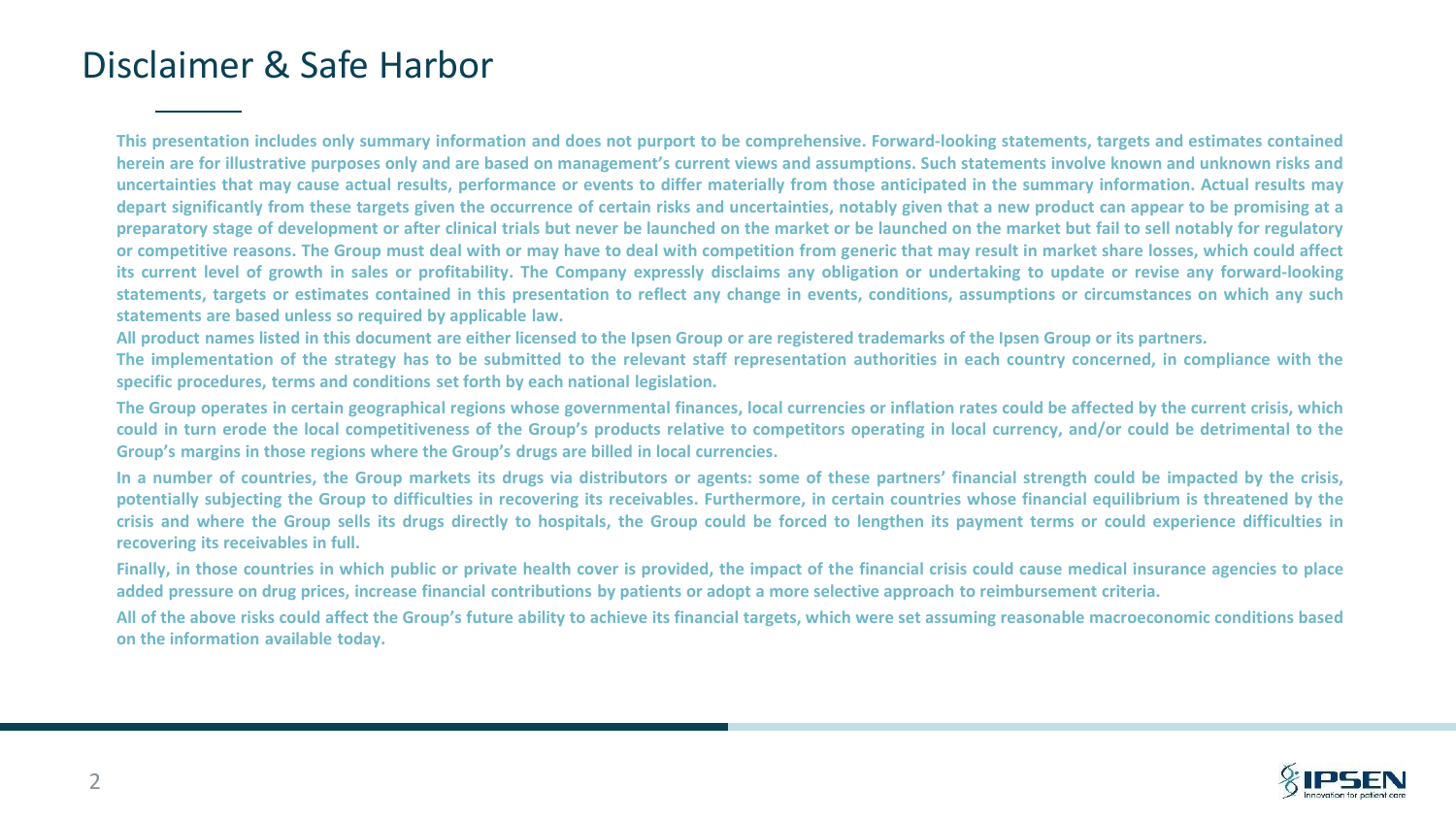# Disclaimer & Safe Harbor

**This presentation includes only summary information and does not purport to be comprehensive. Forward-looking statements, targets and estimates contained herein are for illustrative purposes only and are based on management's current views and assumptions. Such statements involve known and unknown risks and uncertainties that may cause actual results, performance or events to differ materially from those anticipated in the summary information. Actual results may depart significantly from these targets given the occurrence of certain risks and uncertainties, notably given that a new product can appear to be promising at a preparatory stage of development or after clinical trials but never be launched on the market or be launched on the market but fail to sell notably for regulatory or competitive reasons. The Group must deal with or may have to deal with competition from generic that may result in market share losses, which could affect its current level of growth in sales or profitability. The Company expressly disclaims any obligation or undertaking to update or revise any forward-looking statements, targets or estimates contained in this presentation to reflect any change in events, conditions, assumptions or circumstances on which any such statements are based unless so required by applicable law.**

**All product names listed in this document are either licensed to the Ipsen Group or are registered trademarks of the Ipsen Group or its partners.**

**The implementation of the strategy has to be submitted to the relevant staff representation authorities in each country concerned, in compliance with the specific procedures, terms and conditions set forth by each national legislation.**

**The Group operates in certain geographical regions whose governmental finances, local currencies or inflation rates could be affected by the current crisis, which could in turn erode the local competitiveness of the Group's products relative to competitors operating in local currency, and/or could be detrimental to the Group's margins in those regions where the Group's drugs are billed in local currencies.**

**In a number of countries, the Group markets its drugs via distributors or agents: some of these partners' financial strength could be impacted by the crisis, potentially subjecting the Group to difficulties in recovering its receivables. Furthermore, in certain countries whose financial equilibrium is threatened by the crisis and where the Group sells its drugs directly to hospitals, the Group could be forced to lengthen its payment terms or could experience difficulties in recovering its receivables in full.**

**Finally, in those countries in which public or private health cover is provided, the impact of the financial crisis could cause medical insurance agencies to place added pressure on drug prices, increase financial contributions by patients or adopt a more selective approach to reimbursement criteria.**

**All of the above risks could affect the Group's future ability to achieve its financial targets, which were set assuming reasonable macroeconomic conditions based on the information available today.**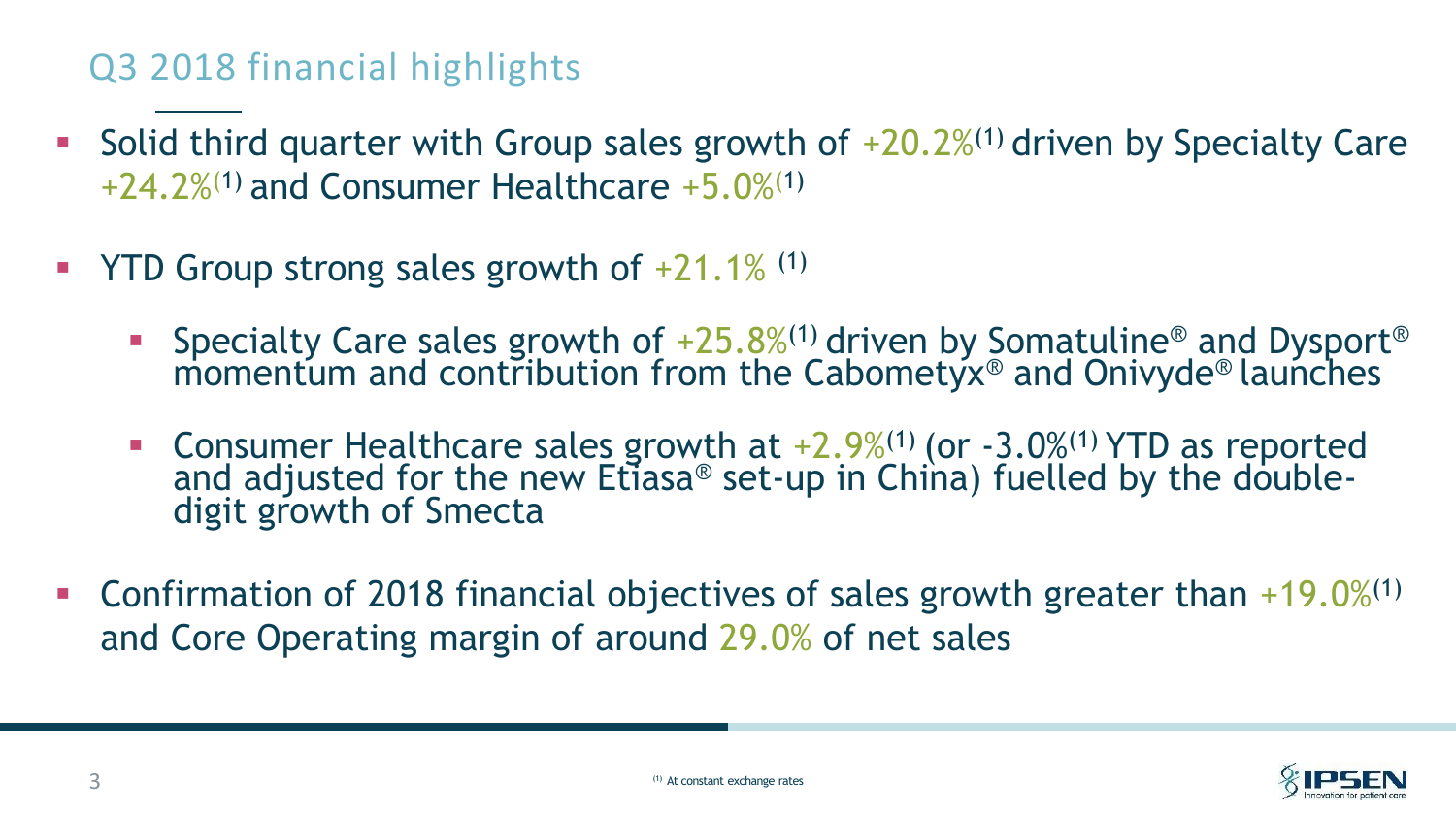# Q3 2018 financial highlights

- Solid third quarter with Group sales growth of +20.2%[1] driven by Specialty Care +24.2%[1] and Consumer Healthcare +5.0%[1]
- YTD Group strong sales growth of +21.1% [1]
  - Specialty Care sales growth of +25.8%[1] driven by Somatuline® and Dysport® momentum and contribution from the Cabometyx® and Onivyde® launches
  - Consumer Healthcare sales growth at +2.9%[1] (or -3.0%[1] YTD as reported and adjusted for the new Etiasa® set-up in China) fuelled by the double-digit growth of Smecta
- Confirmation of 2018 financial objectives of sales growth greater than +19.0%[1] and Core Operating margin of around 29.0% of net sales

[1] At constant exchange rates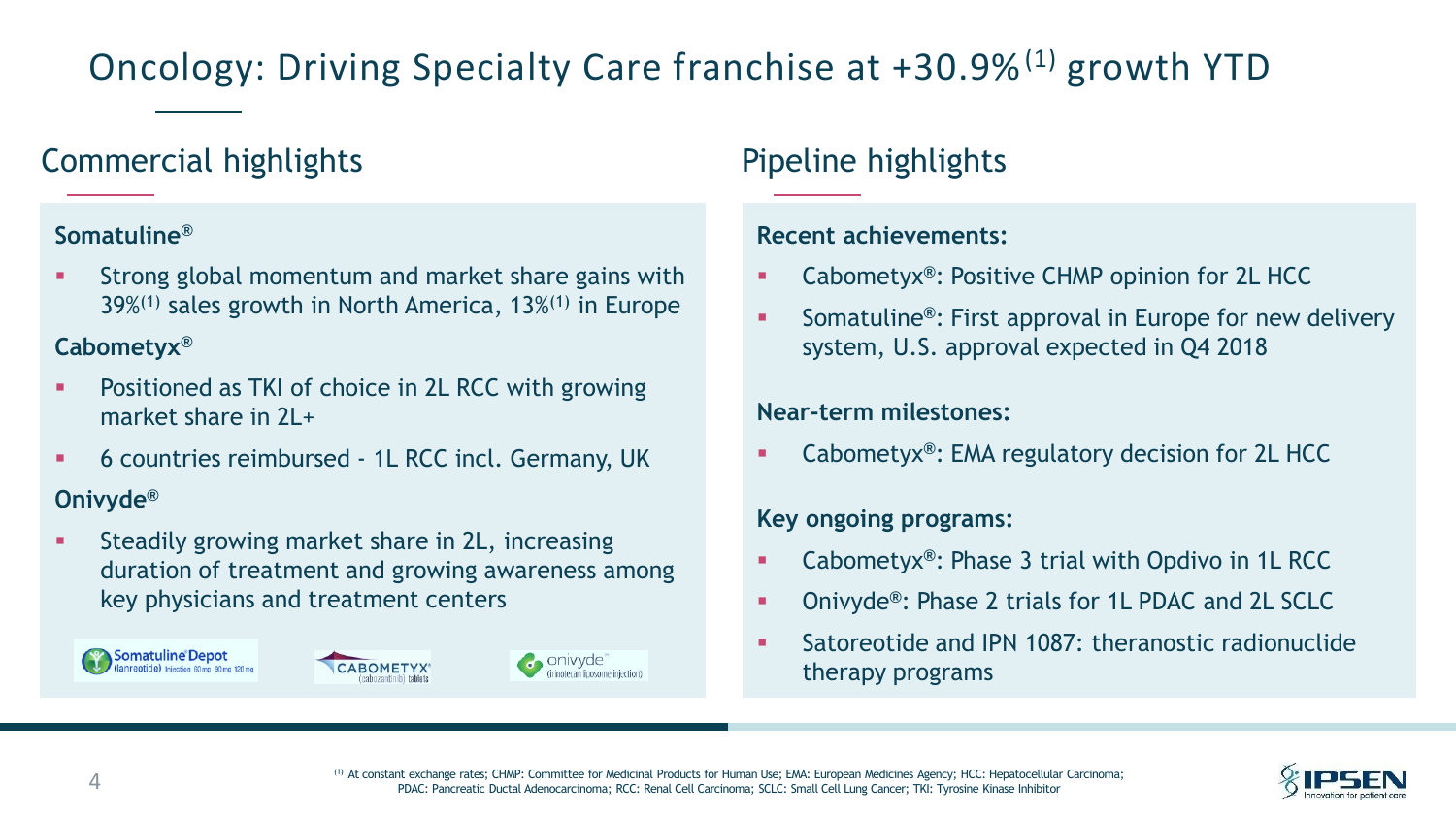# Oncology: Driving Specialty Care franchise at +30.9%[1] growth YTD

## Commercial highlights

**Somatuline®**

- Strong global momentum and market share gains with 39%[1] sales growth in North America, 13%[1] in Europe

**Cabometyx®**

- Positioned as TKI of choice in 2L RCC with growing market share in 2L+
- 6 countries reimbursed - 1L RCC incl. Germany, UK

**Onivyde®**

- Steadily growing market share in 2L, increasing duration of treatment and growing awareness among key physicians and treatment centers

## Pipeline highlights

**Recent achievements:**

- Cabometyx®: Positive CHMP opinion for 2L HCC
- Somatuline®: First approval in Europe for new delivery system, U.S. approval expected in Q4 2018

**Near-term milestones:**

- Cabometyx®: EMA regulatory decision for 2L HCC

**Key ongoing programs:**

- Cabometyx®: Phase 3 trial with Opdivo in 1L RCC
- Onivyde®: Phase 2 trials for 1L PDAC and 2L SCLC
- Satoreotide and IPN 1087: theranostic radionuclide therapy programs

[1] At constant exchange rates; CHMP: Committee for Medicinal Products for Human Use; EMA: European Medicines Agency; HCC: Hepatocellular Carcinoma; PDAC: Pancreatic Ductal Adenocarcinoma; RCC: Renal Cell Carcinoma; SCLC: Small Cell Lung Cancer; TKI: Tyrosine Kinase Inhibitor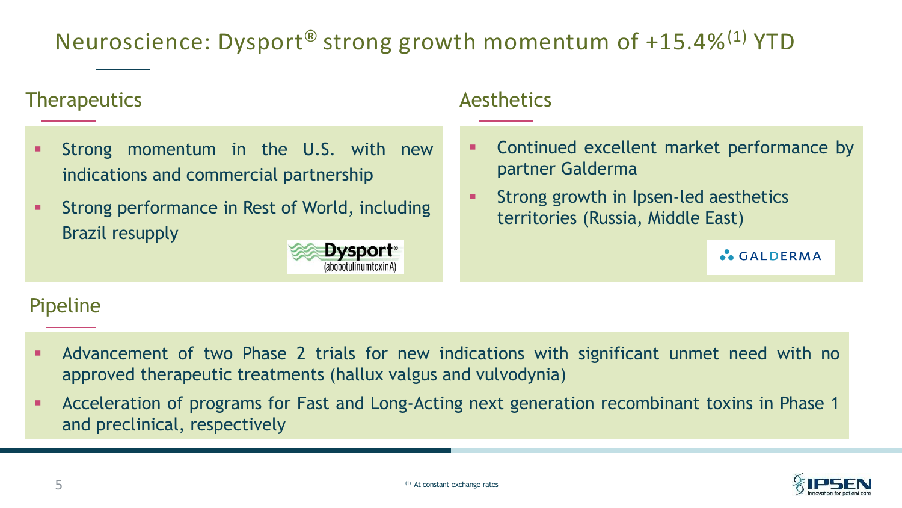# Neuroscience: Dysport® strong growth momentum of +15.4%[1] YTD

## Therapeutics

- Strong momentum in the U.S. with new indications and commercial partnership
- Strong performance in Rest of World, including Brazil resupply

Dysport® (abobotulinumtoxinA)

## Aesthetics

- Continued excellent market performance by partner Galderma
- Strong growth in Ipsen-led aesthetics territories (Russia, Middle East)

GALDERMA

## Pipeline

- Advancement of two Phase 2 trials for new indications with significant unmet need with no approved therapeutic treatments (hallux valgus and vulvodynia)
- Acceleration of programs for Fast and Long-Acting next generation recombinant toxins in Phase 1 and preclinical, respectively

[1] At constant exchange rates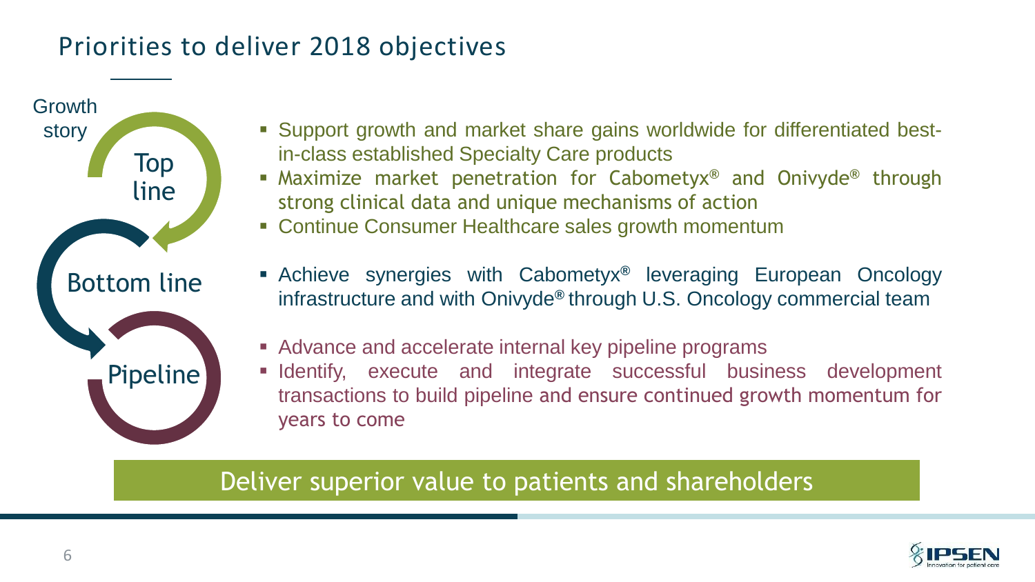# Priorities to deliver 2018 objectives

**Growth story**

**Top line**

- Support growth and market share gains worldwide for differentiated best-in-class established Specialty Care products
- Maximize market penetration for Cabometyx® and Onivyde® through strong clinical data and unique mechanisms of action
- Continue Consumer Healthcare sales growth momentum

**Bottom line**

- Achieve synergies with Cabometyx® leveraging European Oncology infrastructure and with Onivyde® through U.S. Oncology commercial team

**Pipeline**

- Advance and accelerate internal key pipeline programs
- Identify, execute and integrate successful business development transactions to build pipeline and ensure continued growth momentum for years to come

**Deliver superior value to patients and shareholders**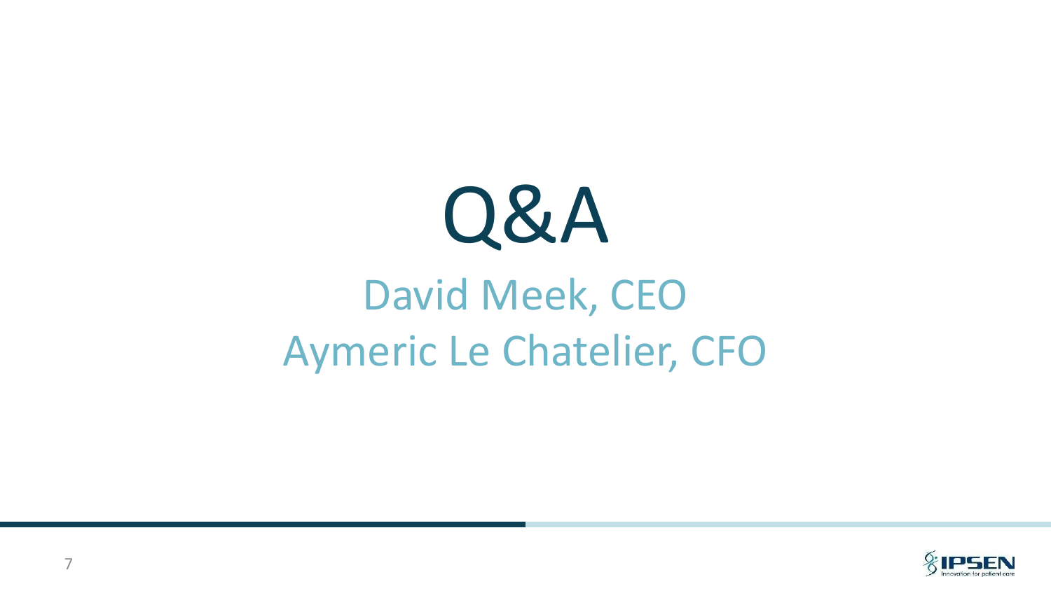# Q&A

David Meek, CEO

Aymeric Le Chatelier, CFO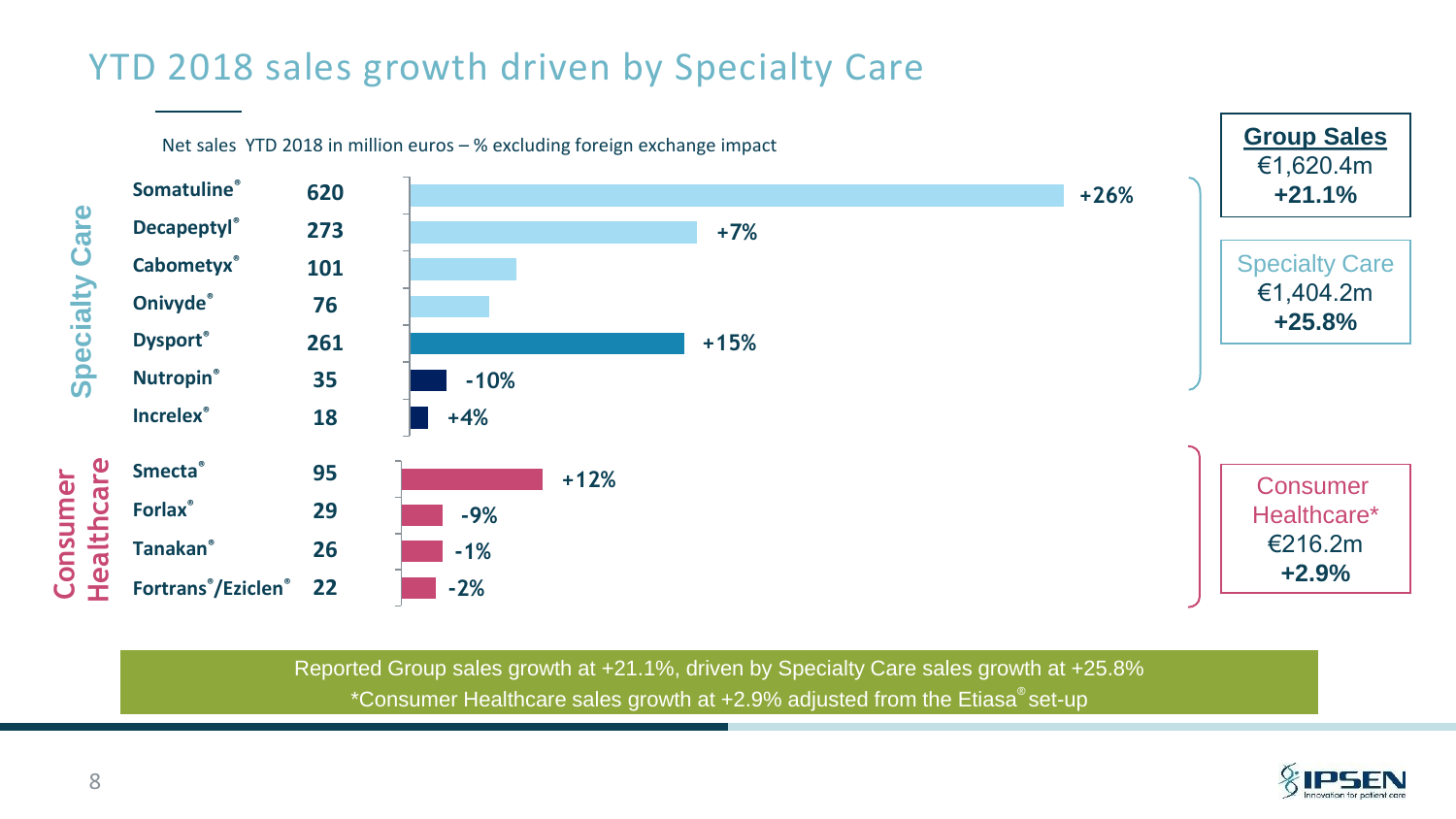# YTD 2018 sales growth driven by Specialty Care

Net sales YTD 2018 in million euros – % excluding foreign exchange impact

| Segment | Product | Net sales (€m) | Growth |
|---|---|---|---|
| Specialty Care | Somatuline® | 620 | +26% |
| | Decapeptyl® | 273 | +7% |
| | Cabometyx® | 101 | |
| | Onivyde® | 76 | |
| | Dysport® | 261 | +15% |
| | Nutropin® | 35 | -10% |
| | Increlex® | 18 | +4% |
| Consumer Healthcare | Smecta® | 95 | +12% |
| | Forlax® | 29 | -9% |
| | Tanakan® | 26 | -1% |
| | Fortrans®/Eziclen® | 22 | -2% |

**Group Sales**
€1,620.4m
**+21.1%**

Specialty Care
€1,404.2m
**+25.8%**

Consumer Healthcare*
€216.2m
**+2.9%**

Reported Group sales growth at +21.1%, driven by Specialty Care sales growth at +25.8%

*Consumer Healthcare sales growth at +2.9% adjusted from the Etiasa® set-up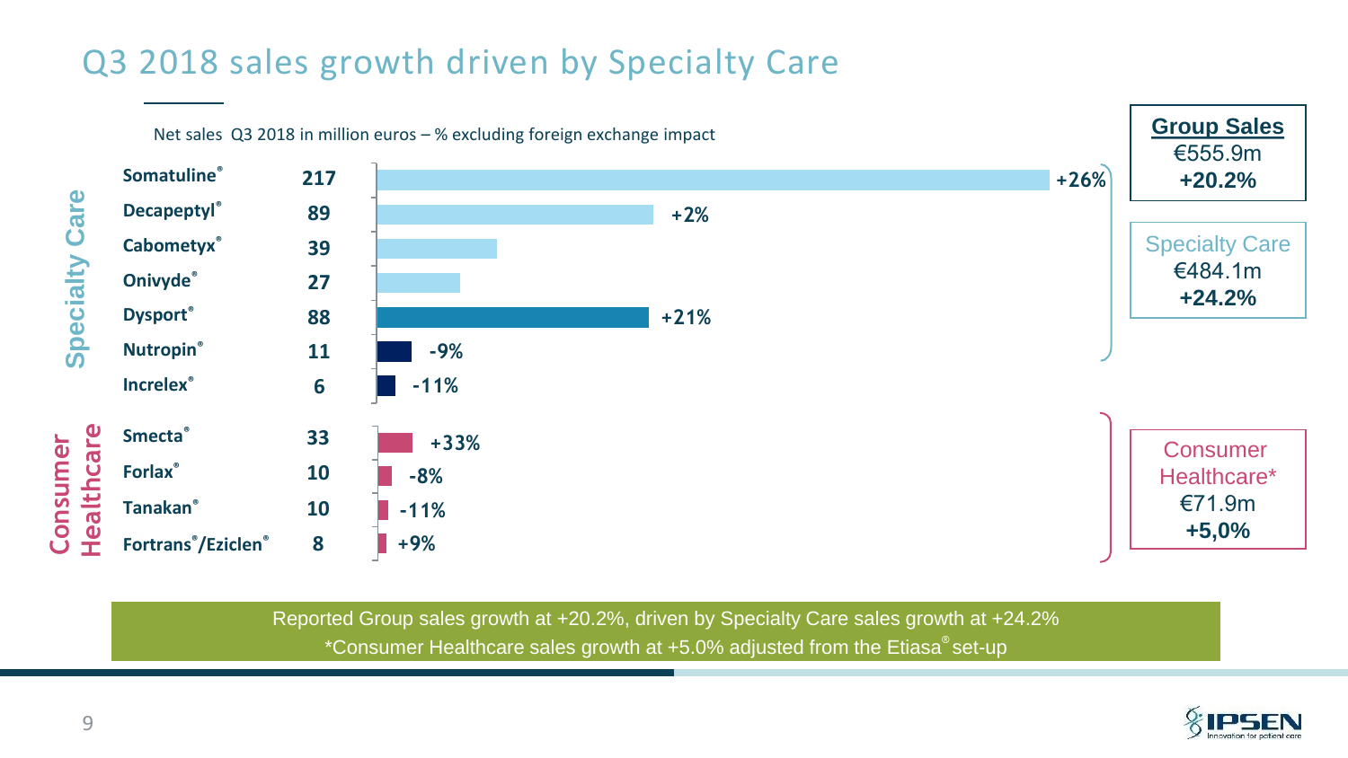# Q3 2018 sales growth driven by Specialty Care

Net sales Q3 2018 in million euros – % excluding foreign exchange impact

Specialty Care

Somatuline® 217 +26%

Decapeptyl® 89 +2%

Cabometyx® 39

Onivyde® 27

Dysport® 88 +21%

Nutropin® 11 -9%

Increlex® 6 -11%

Consumer Healthcare

Smecta® 33 +33%

Forlax® 10 -8%

Tanakan® 10 -11%

Fortrans®/Eziclen® 8 +9%

**Group Sales**
€555.9m
**+20.2%**

Specialty Care
€484.1m
**+24.2%**

Consumer Healthcare*
€71.9m
**+5,0%**

Reported Group sales growth at +20.2%, driven by Specialty Care sales growth at +24.2%

*Consumer Healthcare sales growth at +5.0% adjusted from the Etiasa® set-up